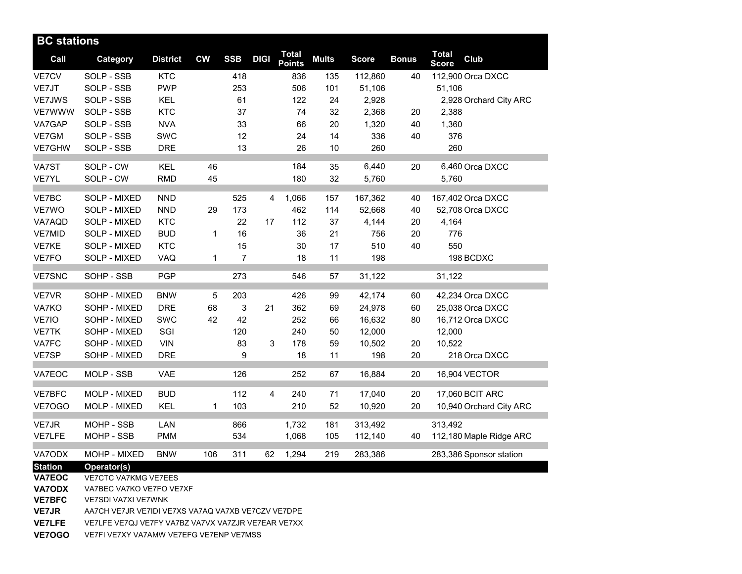## BC stations

| Call | Category | District | CW | SSB | DIGI | Total Points | Mults | Score | Bonus | Total Score | Club |
|---|---|---|---|---|---|---|---|---|---|---|---|
| VE7CV | SOLP - SSB | KTC | | 418 | | 836 | 135 | 112,860 | 40 | 112,900 | Orca DXCC |
| VE7JT | SOLP - SSB | PWP | | 253 | | 506 | 101 | 51,106 | | 51,106 | |
| VE7JWS | SOLP - SSB | KEL | | 61 | | 122 | 24 | 2,928 | | 2,928 | Orchard City ARC |
| VE7WWW | SOLP - SSB | KTC | | 37 | | 74 | 32 | 2,368 | 20 | 2,388 | |
| VA7GAP | SOLP - SSB | NVA | | 33 | | 66 | 20 | 1,320 | 40 | 1,360 | |
| VE7GM | SOLP - SSB | SWC | | 12 | | 24 | 14 | 336 | 40 | 376 | |
| VE7GHW | SOLP - SSB | DRE | | 13 | | 26 | 10 | 260 | | 260 | |
| VA7ST | SOLP - CW | KEL | 46 | | | 184 | 35 | 6,440 | 20 | 6,460 | Orca DXCC |
| VE7YL | SOLP - CW | RMD | 45 | | | 180 | 32 | 5,760 | | 5,760 | |
| VE7BC | SOLP - MIXED | NND | | 525 | 4 | 1,066 | 157 | 167,362 | 40 | 167,402 | Orca DXCC |
| VE7WO | SOLP - MIXED | NND | 29 | 173 | | 462 | 114 | 52,668 | 40 | 52,708 | Orca DXCC |
| VA7AQD | SOLP - MIXED | KTC | | 22 | 17 | 112 | 37 | 4,144 | 20 | 4,164 | |
| VE7MID | SOLP - MIXED | BUD | 1 | 16 | | 36 | 21 | 756 | 20 | 776 | |
| VE7KE | SOLP - MIXED | KTC | | 15 | | 30 | 17 | 510 | 40 | 550 | |
| VE7FO | SOLP - MIXED | VAQ | 1 | 7 | | 18 | 11 | 198 | | 198 | BCDXC |
| VE7SNC | SOHP - SSB | PGP | | 273 | | 546 | 57 | 31,122 | | 31,122 | |
| VE7VR | SOHP - MIXED | BNW | 5 | 203 | | 426 | 99 | 42,174 | 60 | 42,234 | Orca DXCC |
| VA7KO | SOHP - MIXED | DRE | 68 | 3 | 21 | 362 | 69 | 24,978 | 60 | 25,038 | Orca DXCC |
| VE7IO | SOHP - MIXED | SWC | 42 | 42 | | 252 | 66 | 16,632 | 80 | 16,712 | Orca DXCC |
| VE7TK | SOHP - MIXED | SGI | | 120 | | 240 | 50 | 12,000 | | 12,000 | |
| VA7FC | SOHP - MIXED | VIN | | 83 | 3 | 178 | 59 | 10,502 | 20 | 10,522 | |
| VE7SP | SOHP - MIXED | DRE | | 9 | | 18 | 11 | 198 | 20 | 218 | Orca DXCC |
| VA7EOC | MOLP - SSB | VAE | | 126 | | 252 | 67 | 16,884 | 20 | 16,904 | VECTOR |
| VE7BFC | MOLP - MIXED | BUD | | 112 | 4 | 240 | 71 | 17,040 | 20 | 17,060 | BCIT ARC |
| VE7OGO | MOLP - MIXED | KEL | 1 | 103 | | 210 | 52 | 10,920 | 20 | 10,940 | Orchard City ARC |
| VE7JR | MOHP - SSB | LAN | | 866 | | 1,732 | 181 | 313,492 | | 313,492 | |
| VE7LFE | MOHP - SSB | PMM | | 534 | | 1,068 | 105 | 112,140 | 40 | 112,180 | Maple Ridge ARC |
| VA7ODX | MOHP - MIXED | BNW | 106 | 311 | 62 | 1,294 | 219 | 283,386 | | 283,386 | Sponsor station |

| Station | Operator(s) |
|---|---|
| **VA7EOC** | VE7CTC VA7KMG VE7EES |
| **VA7ODX** | VA7BEC VA7KO VE7FO VE7XF |
| **VE7BFC** | VE7SDI VA7XI VE7WNK |
| **VE7JR** | AA7CH VE7JR VE7IDI VE7XS VA7AQ VA7XB VE7CZV VE7DPE |
| **VE7LFE** | VE7LFE VE7QJ VE7FY VA7BZ VA7VX VA7ZJR VE7EAR VE7XX |
| **VE7OGO** | VE7FI VE7XY VA7AMW VE7EFG VE7ENP VE7MSS |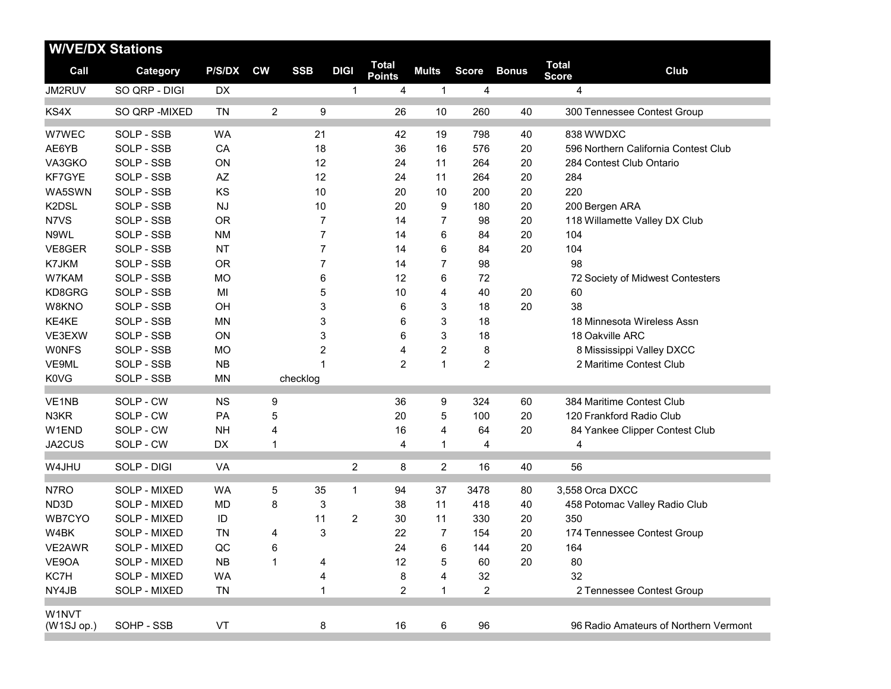## W/VE/DX Stations

| Call | Category | P/S/DX | CW | SSB | DIGI | Total Points | Mults | Score | Bonus | Total Score | Club |
|---|---|---|---|---|---|---|---|---|---|---|---|
| JM2RUV | SO QRP - DIGI | DX | | | 1 | 4 | 1 | 4 | | 4 | |
| KS4X | SO QRP -MIXED | TN | 2 | 9 | | 26 | 10 | 260 | 40 | 300 | Tennessee Contest Group |
| W7WEC | SOLP - SSB | WA | | 21 | | 42 | 19 | 798 | 40 | 838 | WWDXC |
| AE6YB | SOLP - SSB | CA | | 18 | | 36 | 16 | 576 | 20 | 596 | Northern California Contest Club |
| VA3GKO | SOLP - SSB | ON | | 12 | | 24 | 11 | 264 | 20 | 284 | Contest Club Ontario |
| KF7GYE | SOLP - SSB | AZ | | 12 | | 24 | 11 | 264 | 20 | 284 | |
| WA5SWN | SOLP - SSB | KS | | 10 | | 20 | 10 | 200 | 20 | 220 | |
| K2DSL | SOLP - SSB | NJ | | 10 | | 20 | 9 | 180 | 20 | 200 | Bergen ARA |
| N7VS | SOLP - SSB | OR | | 7 | | 14 | 7 | 98 | 20 | 118 | Willamette Valley DX Club |
| N9WL | SOLP - SSB | NM | | 7 | | 14 | 6 | 84 | 20 | 104 | |
| VE8GER | SOLP - SSB | NT | | 7 | | 14 | 6 | 84 | 20 | 104 | |
| K7JKM | SOLP - SSB | OR | | 7 | | 14 | 7 | 98 | | 98 | |
| W7KAM | SOLP - SSB | MO | | 6 | | 12 | 6 | 72 | | 72 | Society of Midwest Contesters |
| KD8GRG | SOLP - SSB | MI | | 5 | | 10 | 4 | 40 | 20 | 60 | |
| W8KNO | SOLP - SSB | OH | | 3 | | 6 | 3 | 18 | 20 | 38 | |
| KE4KE | SOLP - SSB | MN | | 3 | | 6 | 3 | 18 | | 18 | Minnesota Wireless Assn |
| VE3EXW | SOLP - SSB | ON | | 3 | | 6 | 3 | 18 | | 18 | Oakville ARC |
| W0NFS | SOLP - SSB | MO | | 2 | | 4 | 2 | 8 | | 8 | Mississippi Valley DXCC |
| VE9ML | SOLP - SSB | NB | | 1 | | 2 | 1 | 2 | | 2 | Maritime Contest Club |
| K0VG | SOLP - SSB | MN | | checklog | | | | | | | |
| VE1NB | SOLP - CW | NS | 9 | | | 36 | 9 | 324 | 60 | 384 | Maritime Contest Club |
| N3KR | SOLP - CW | PA | 5 | | | 20 | 5 | 100 | 20 | 120 | Frankford Radio Club |
| W1END | SOLP - CW | NH | 4 | | | 16 | 4 | 64 | 20 | 84 | Yankee Clipper Contest Club |
| JA2CUS | SOLP - CW | DX | 1 | | | 4 | 1 | 4 | | 4 | |
| W4JHU | SOLP - DIGI | VA | | | 2 | 8 | 2 | 16 | 40 | 56 | |
| N7RO | SOLP - MIXED | WA | 5 | 35 | 1 | 94 | 37 | 3478 | 80 | 3,558 | Orca DXCC |
| ND3D | SOLP - MIXED | MD | 8 | 3 | | 38 | 11 | 418 | 40 | 458 | Potomac Valley Radio Club |
| WB7CYO | SOLP - MIXED | ID | | 11 | 2 | 30 | 11 | 330 | 20 | 350 | |
| W4BK | SOLP - MIXED | TN | 4 | 3 | | 22 | 7 | 154 | 20 | 174 | Tennessee Contest Group |
| VE2AWR | SOLP - MIXED | QC | 6 | | | 24 | 6 | 144 | 20 | 164 | |
| VE9OA | SOLP - MIXED | NB | 1 | 4 | | 12 | 5 | 60 | 20 | 80 | |
| KC7H | SOLP - MIXED | WA | | 4 | | 8 | 4 | 32 | | 32 | |
| NY4JB | SOLP - MIXED | TN | | 1 | | 2 | 1 | 2 | | 2 | Tennessee Contest Group |
| W1NVT (W1SJ op.) | SOHP - SSB | VT | | 8 | | 16 | 6 | 96 | | 96 | Radio Amateurs of Northern Vermont |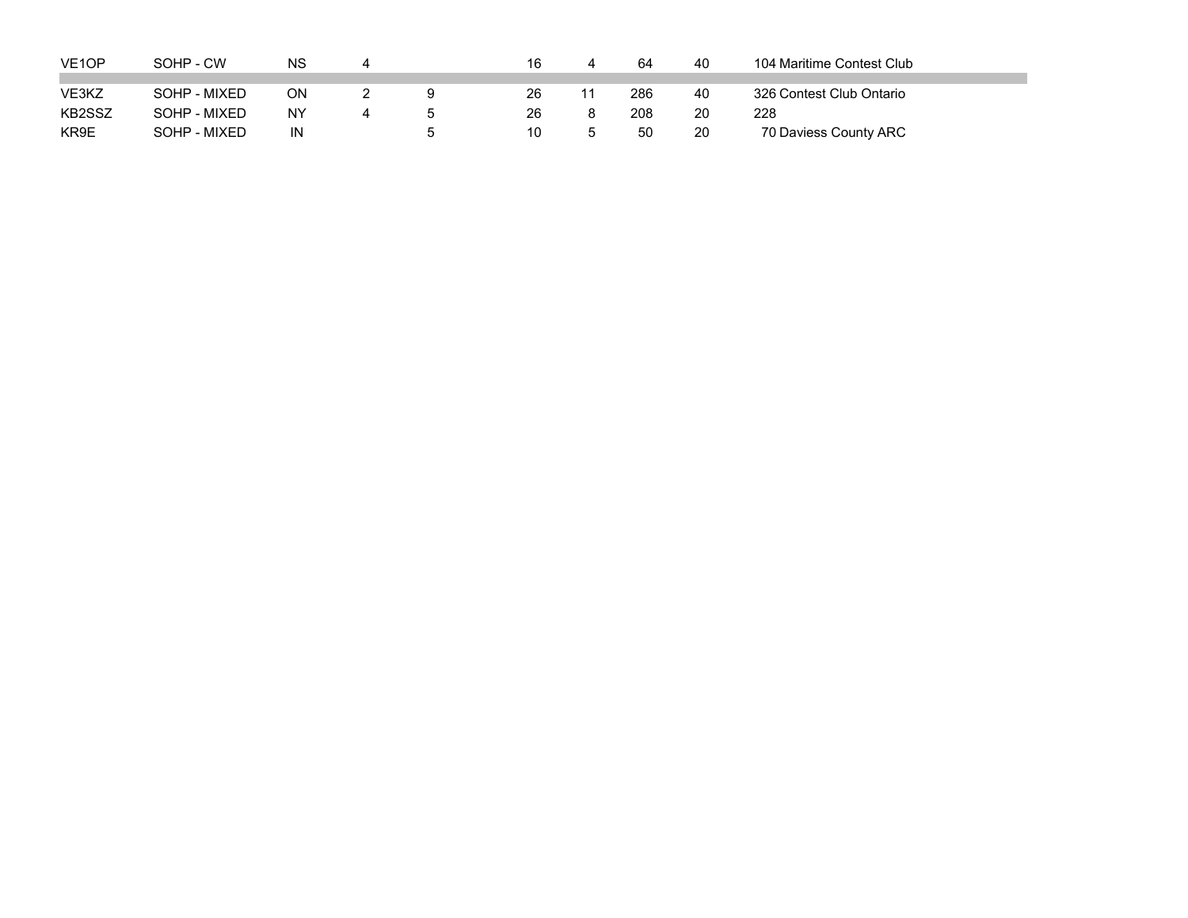| | | | | | | | | | | |
|---|---|---|---|---|---|---|---|---|---|---|
| VE1OP | SOHP - CW | NS | 4 | | 16 | 4 | 64 | 40 | 104 | Maritime Contest Club |
| VE3KZ | SOHP - MIXED | ON | 2 | 9 | 26 | 11 | 286 | 40 | 326 | Contest Club Ontario |
| KB2SSZ | SOHP - MIXED | NY | 4 | 5 | 26 | 8 | 208 | 20 | 228 | |
| KR9E | SOHP - MIXED | IN | | 5 | 10 | 5 | 50 | 20 | 70 | Daviess County ARC |